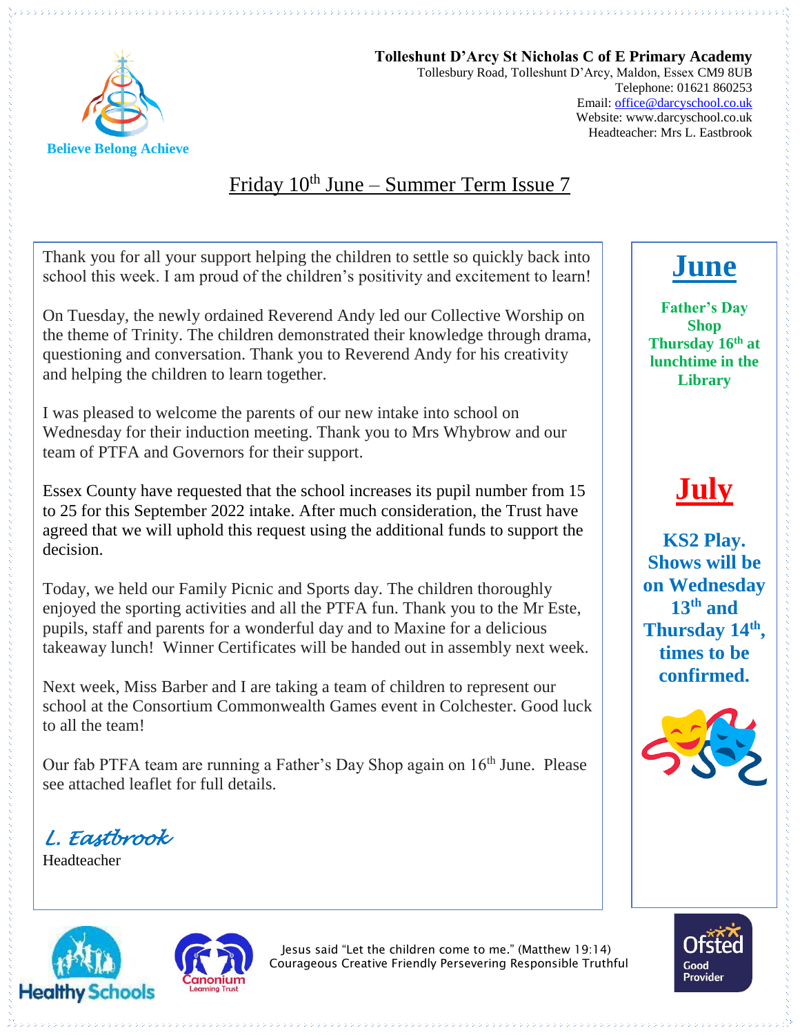**Tolleshunt D'Arcy St Nicholas C of E Primary Academy**
Tollesbury Road, Tolleshunt D'Arcy, Maldon, Essex CM9 8UB
Telephone: 01621 860253
Email: office@darcyschool.co.uk
Website: www.darcyschool.co.uk
Headteacher: Mrs L. Eastbrook

Believe Belong Achieve

# Friday 10th June – Summer Term Issue 7

Thank you for all your support helping the children to settle so quickly back into school this week. I am proud of the children's positivity and excitement to learn!

On Tuesday, the newly ordained Reverend Andy led our Collective Worship on the theme of Trinity. The children demonstrated their knowledge through drama, questioning and conversation. Thank you to Reverend Andy for his creativity and helping the children to learn together.

I was pleased to welcome the parents of our new intake into school on Wednesday for their induction meeting. Thank you to Mrs Whybrow and our team of PTFA and Governors for their support.

Essex County have requested that the school increases its pupil number from 15 to 25 for this September 2022 intake. After much consideration, the Trust have agreed that we will uphold this request using the additional funds to support the decision.

Today, we held our Family Picnic and Sports day. The children thoroughly enjoyed the sporting activities and all the PTFA fun. Thank you to the Mr Este, pupils, staff and parents for a wonderful day and to Maxine for a delicious takeaway lunch! Winner Certificates will be handed out in assembly next week.

Next week, Miss Barber and I are taking a team of children to represent our school at the Consortium Commonwealth Games event in Colchester. Good luck to all the team!

Our fab PTFA team are running a Father's Day Shop again on 16th June. Please see attached leaflet for full details.

*L. Eastbrook*
Headteacher

## June

**Father's Day Shop Thursday 16th at lunchtime in the Library**

## July

**KS2 Play. Shows will be on Wednesday 13th and Thursday 14th, times to be confirmed.**

Jesus said "Let the children come to me." (Matthew 19:14)
Courageous Creative Friendly Persevering Responsible Truthful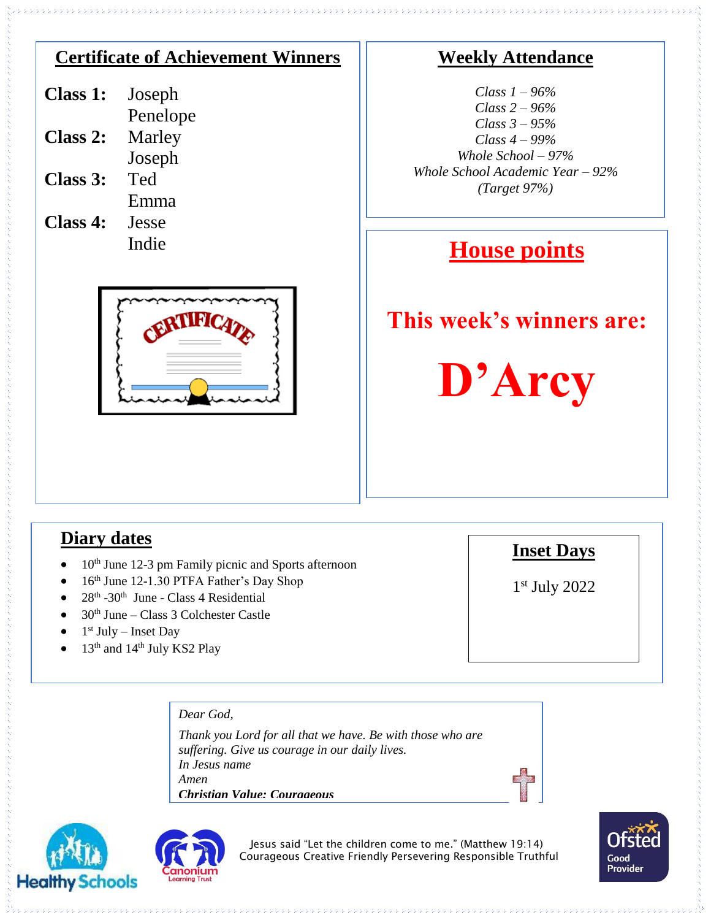## Certificate of Achievement Winners

**Class 1:** Joseph
Penelope

**Class 2:** Marley
Joseph

**Class 3:** Ted
Emma

**Class 4:** Jesse
Indie

## Weekly Attendance

*Class 1 – 96%*
*Class 2 – 96%*
*Class 3 – 95%*
*Class 4 – 99%*
*Whole School – 97%*
*Whole School Academic Year – 92%*
*(Target 97%)*

## House points

**This week's winners are:**

# D'Arcy

## Diary dates

- 10th June 12-3 pm Family picnic and Sports afternoon
- 16th June 12-1.30 PTFA Father's Day Shop
- 28th -30th June - Class 4 Residential
- 30th June – Class 3 Colchester Castle
- 1st July – Inset Day
- 13th and 14th July KS2 Play

## Inset Days

1st July 2022

*Dear God,*

*Thank you Lord for all that we have. Be with those who are suffering. Give us courage in our daily lives.*
*In Jesus name*
*Amen*
***Christian Value: Courageous***

Healthy Schools

Canonium Learning Trust

Jesus said "Let the children come to me." (Matthew 19:14)
Courageous Creative Friendly Persevering Responsible Truthful

Ofsted Good Provider